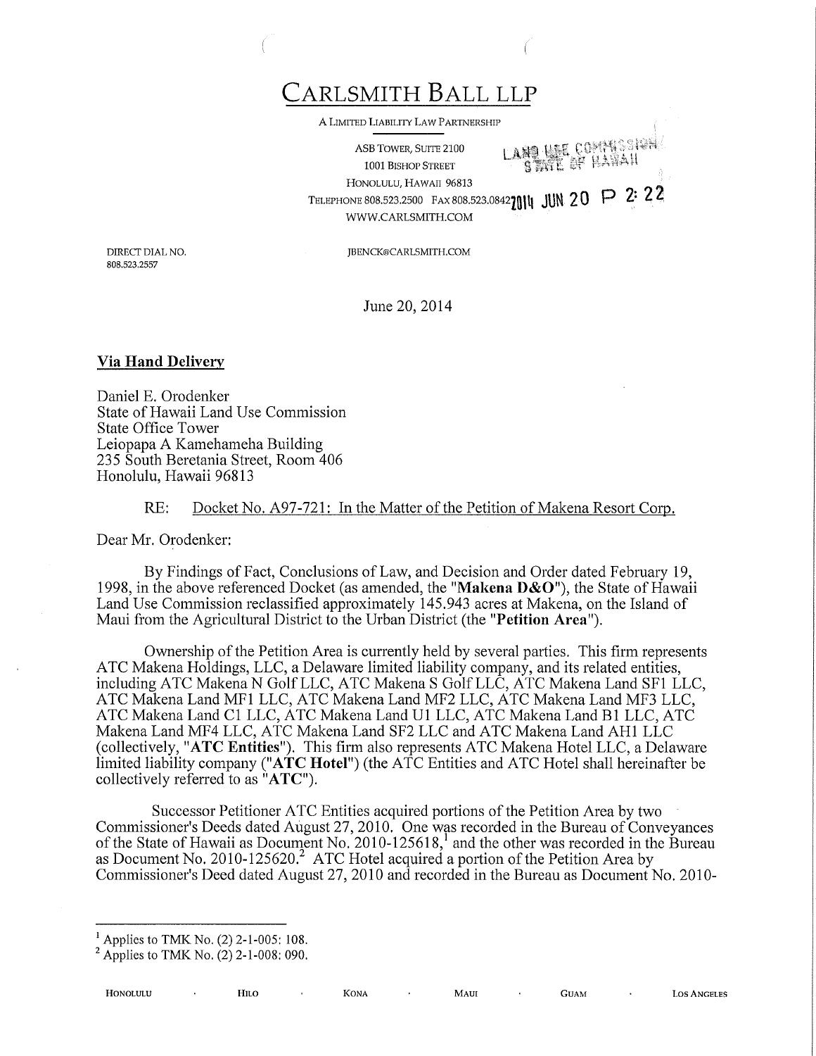# CARLSMITH BALL LLP

A LIMITED LIABILITY LAW PARTNERSHIP

ASB TOWER, SUITE 2100
1001 BISHOP STREET
HONOLULU, HAWAII 96813
TELEPHONE 808.523.2500 FAX 808.523.0842
WWW.CARLSMITH.COM

LAND USE COMMISSION
STATE OF HAWAII
2014 JUN 20 P 2:22

DIRECT DIAL NO.
808.523.2557

JBENCK@CARLSMITH.COM

June 20, 2014

**Via Hand Delivery**

Daniel E. Orodenker
State of Hawaii Land Use Commission
State Office Tower
Leiopapa A Kamehameha Building
235 South Beretania Street, Room 406
Honolulu, Hawaii 96813

RE: Docket No. A97-721: In the Matter of the Petition of Makena Resort Corp.

Dear Mr. Orodenker:

By Findings of Fact, Conclusions of Law, and Decision and Order dated February 19, 1998, in the above referenced Docket (as amended, the "**Makena D&O**"), the State of Hawaii Land Use Commission reclassified approximately 145.943 acres at Makena, on the Island of Maui from the Agricultural District to the Urban District (the "**Petition Area**").

Ownership of the Petition Area is currently held by several parties. This firm represents ATC Makena Holdings, LLC, a Delaware limited liability company, and its related entities, including ATC Makena N Golf LLC, ATC Makena S Golf LLC, ATC Makena Land SF1 LLC, ATC Makena Land MF1 LLC, ATC Makena Land MF2 LLC, ATC Makena Land MF3 LLC, ATC Makena Land C1 LLC, ATC Makena Land U1 LLC, ATC Makena Land B1 LLC, ATC Makena Land MF4 LLC, ATC Makena Land SF2 LLC and ATC Makena Land AH1 LLC (collectively, "**ATC Entities**"). This firm also represents ATC Makena Hotel LLC, a Delaware limited liability company ("**ATC Hotel**") (the ATC Entities and ATC Hotel shall hereinafter be collectively referred to as "**ATC**").

Successor Petitioner ATC Entities acquired portions of the Petition Area by two Commissioner's Deeds dated August 27, 2010. One was recorded in the Bureau of Conveyances of the State of Hawaii as Document No. 2010-125618,[1] and the other was recorded in the Bureau as Document No. 2010-125620.[2] ATC Hotel acquired a portion of the Petition Area by Commissioner's Deed dated August 27, 2010 and recorded in the Bureau as Document No. 2010-

---

[1] Applies to TMK No. (2) 2-1-005: 108.

[2] Applies to TMK No. (2) 2-1-008: 090.

HONOLULU · HILO · KONA · MAUI · GUAM · LOS ANGELES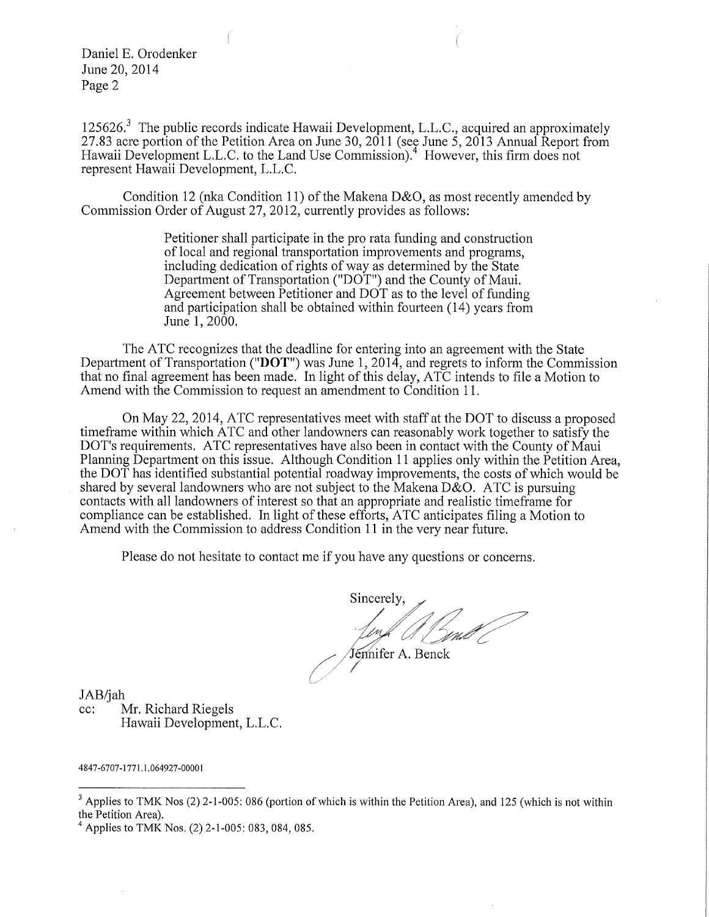125626.[3] The public records indicate Hawaii Development, L.L.C., acquired an approximately 27.83 acre portion of the Petition Area on June 30, 2011 (see June 5, 2013 Annual Report from Hawaii Development L.L.C. to the Land Use Commission).[4] However, this firm does not represent Hawaii Development, L.L.C.

Condition 12 (nka Condition 11) of the Makena D&O, as most recently amended by Commission Order of August 27, 2012, currently provides as follows:

> Petitioner shall participate in the pro rata funding and construction of local and regional transportation improvements and programs, including dedication of rights of way as determined by the State Department of Transportation ("DOT") and the County of Maui. Agreement between Petitioner and DOT as to the level of funding and participation shall be obtained within fourteen (14) years from June 1, 2000.

The ATC recognizes that the deadline for entering into an agreement with the State Department of Transportation ("**DOT**") was June 1, 2014, and regrets to inform the Commission that no final agreement has been made. In light of this delay, ATC intends to file a Motion to Amend with the Commission to request an amendment to Condition 11.

On May 22, 2014, ATC representatives meet with staff at the DOT to discuss a proposed timeframe within which ATC and other landowners can reasonably work together to satisfy the DOT's requirements. ATC representatives have also been in contact with the County of Maui Planning Department on this issue. Although Condition 11 applies only within the Petition Area, the DOT has identified substantial potential roadway improvements, the costs of which would be shared by several landowners who are not subject to the Makena D&O. ATC is pursuing contacts with all landowners of interest so that an appropriate and realistic timeframe for compliance can be established. In light of these efforts, ATC anticipates filing a Motion to Amend with the Commission to address Condition 11 in the very near future.

Please do not hesitate to contact me if you have any questions or concerns.

Sincerely,

Jennifer A. Benck

JAB/jah

cc: Mr. Richard Riegels
Hawaii Development, L.L.C.

4847-6707-1771.1.064927-00001

[3] Applies to TMK Nos (2) 2-1-005: 086 (portion of which is within the Petition Area), and 125 (which is not within the Petition Area).

[4] Applies to TMK Nos. (2) 2-1-005: 083, 084, 085.